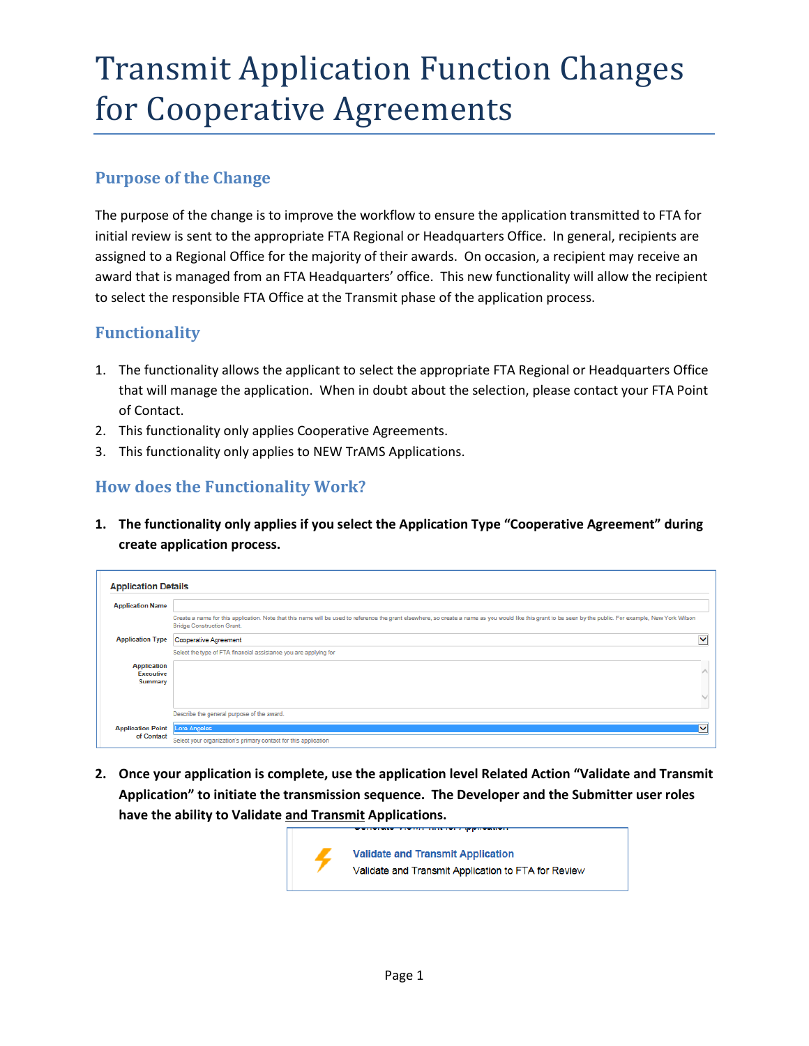# Transmit Application Function Changes for Cooperative Agreements

## Purpose of the Change

The purpose of the change is to improve the workflow to ensure the application transmitted to FTA for initial review is sent to the appropriate FTA Regional or Headquarters Office. In general, recipients are assigned to a Regional Office for the majority of their awards. On occasion, a recipient may receive an award that is managed from an FTA Headquarters' office. This new functionality will allow the recipient to select the responsible FTA Office at the Transmit phase of the application process.

## Functionality

1. The functionality allows the applicant to select the appropriate FTA Regional or Headquarters Office that will manage the application. When in doubt about the selection, please contact your FTA Point of Contact.
2. This functionality only applies Cooperative Agreements.
3. This functionality only applies to NEW TrAMS Applications.

## How does the Functionality Work?

1. **The functionality only applies if you select the Application Type "Cooperative Agreement" during create application process.**

2. **Once your application is complete, use the application level Related Action "Validate and Transmit Application" to initiate the transmission sequence. The Developer and the Submitter user roles have the ability to Validate and Transmit Applications.**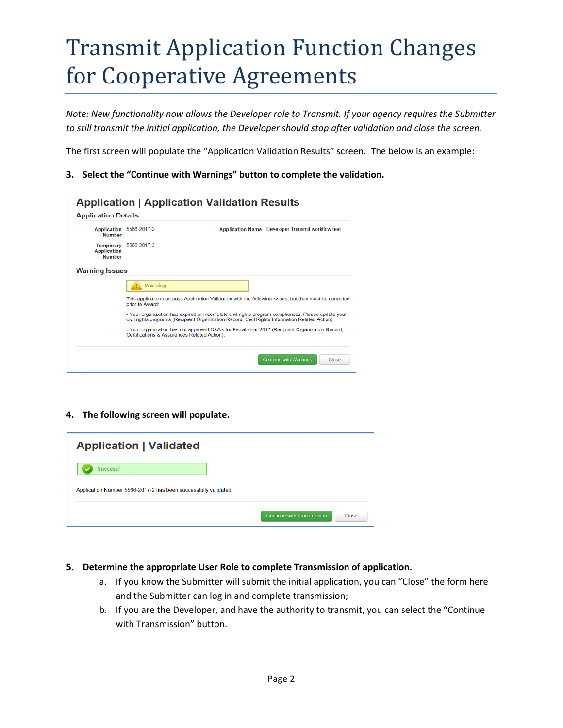# Transmit Application Function Changes for Cooperative Agreements

*Note: New functionality now allows the Developer role to Transmit. If your agency requires the Submitter to still transmit the initial application, the Developer should stop after validation and close the screen.*

The first screen will populate the "Application Validation Results" screen. The below is an example:

**3. Select the "Continue with Warnings" button to complete the validation.**

**Application | Application Validation Results**

**Application Details**

| | | | |
|---|---|---|---|
| **Application Number** | 5566-2017-2 | **Application Name** | Developer Transmit workflow test |
| **Temporary Application Number** | 5566-2017-2 | | |

**Warning Issues**

Warning

This application can pass Application Validation with the following issues, but they must be corrected prior to Award:

- Your organization has expired or incomplete civil rights program compliances. Please update your civil rights programs (Recipient Organization Record, Civil Rights Information Related Action)

- Your organization has not approved C&A's for Fiscal Year 2017 (Recipient Organization Record, Certifications & Assurances Related Action).

Continue with Warnings | Close

**4. The following screen will populate.**

**Application | Validated**

Success!

Application Number 5566-2017-2 has been successfully validated.

Continue with Transmission | Close

**5. Determine the appropriate User Role to complete Transmission of application.**

a. If you know the Submitter will submit the initial application, you can "Close" the form here and the Submitter can log in and complete transmission;

b. If you are the Developer, and have the authority to transmit, you can select the "Continue with Transmission" button.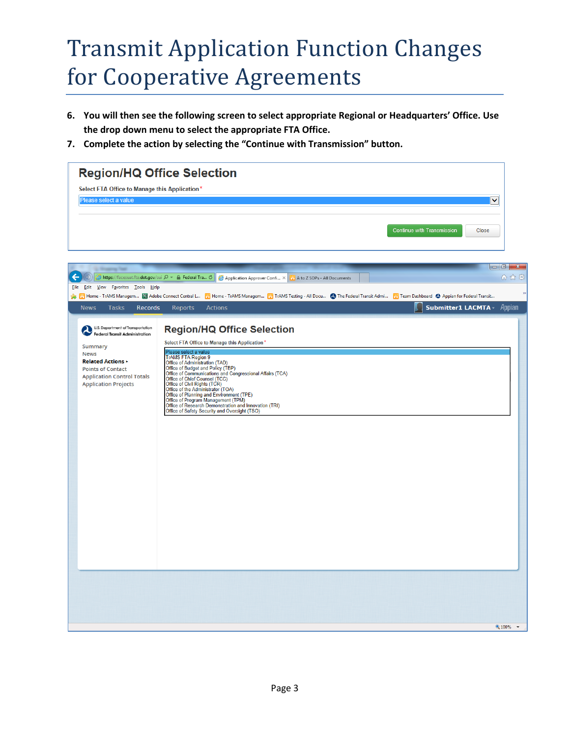# Transmit Application Function Changes for Cooperative Agreements

6. **You will then see the following screen to select appropriate Regional or Headquarters' Office. Use the drop down menu to select the appropriate FTA Office.**
7. **Complete the action by selecting the "Continue with Transmission" button.**

Region/HQ Office Selection

Select FTA Office to Manage this Application *

Please select a value

Continue with Transmission

Close

Region/HQ Office Selection

Select FTA Office to Manage this Application *

Please select a value
TrAMS FTA Region 9
Office of Administration (TAD)
Office of Budget and Policy (TBP)
Office of Communications and Congressional Affairs (TCA)
Office of Chief Counsel (TCC)
Office of Civil Rights (TCR)
Office of the Administrator (TOA)
Office of Planning and Environment (TPE)
Office of Program Management (TPM)
Office of Research Demonstration and Innovation (TRI)
Office of Safety Security and Oversight (TSO)